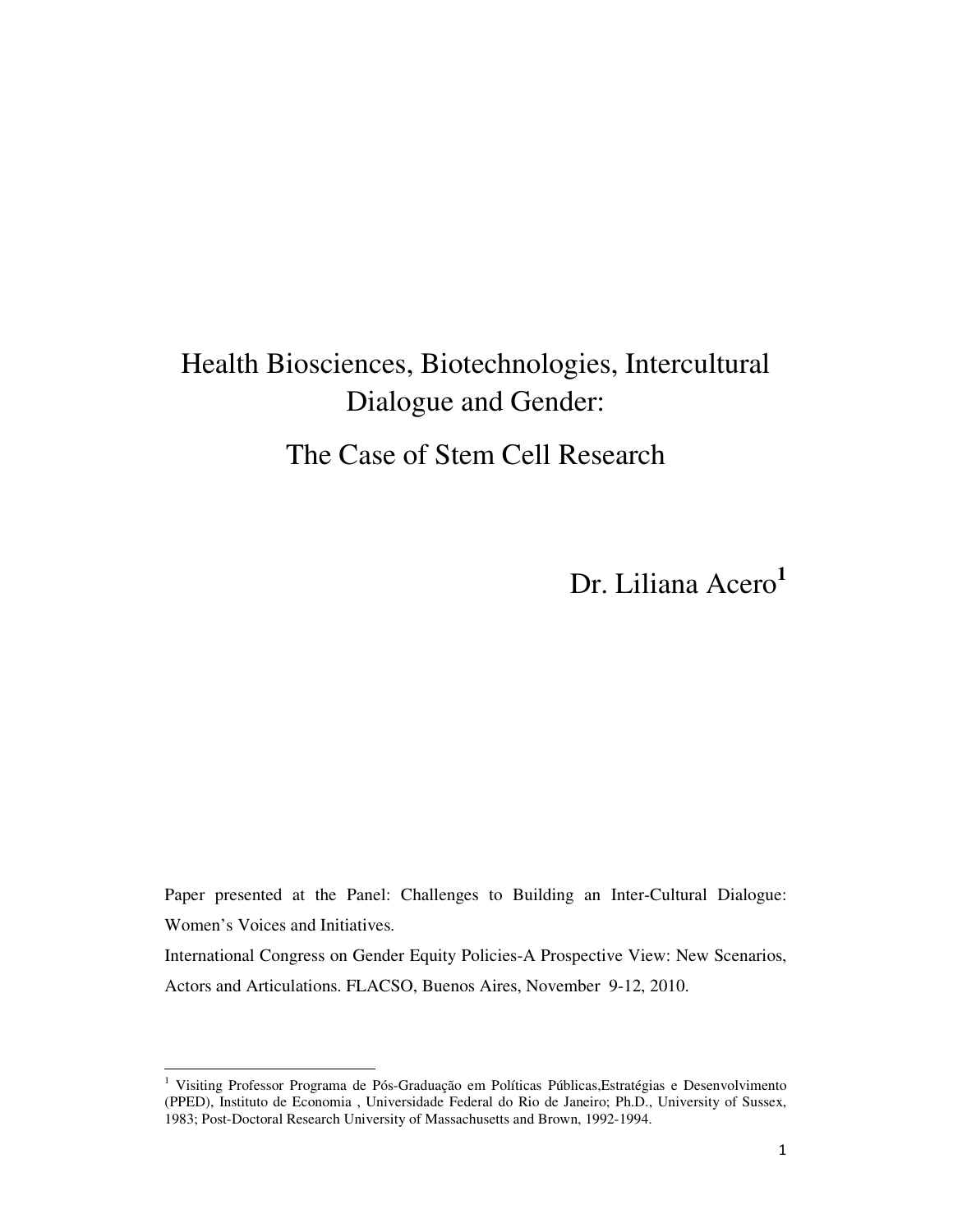# Health Biosciences, Biotechnologies, Intercultural Dialogue and Gender:

## The Case of Stem Cell Research

Dr. Liliana Acero[1]

Paper presented at the Panel: Challenges to Building an Inter-Cultural Dialogue: Women's Voices and Initiatives.

International Congress on Gender Equity Policies-A Prospective View: New Scenarios, Actors and Articulations. FLACSO, Buenos Aires, November 9-12, 2010.

---

[1] Visiting Professor Programa de Pós-Graduação em Políticas Públicas,Estratégias e Desenvolvimento (PPED), Instituto de Economia , Universidade Federal do Rio de Janeiro; Ph.D., University of Sussex, 1983; Post-Doctoral Research University of Massachusetts and Brown, 1992-1994.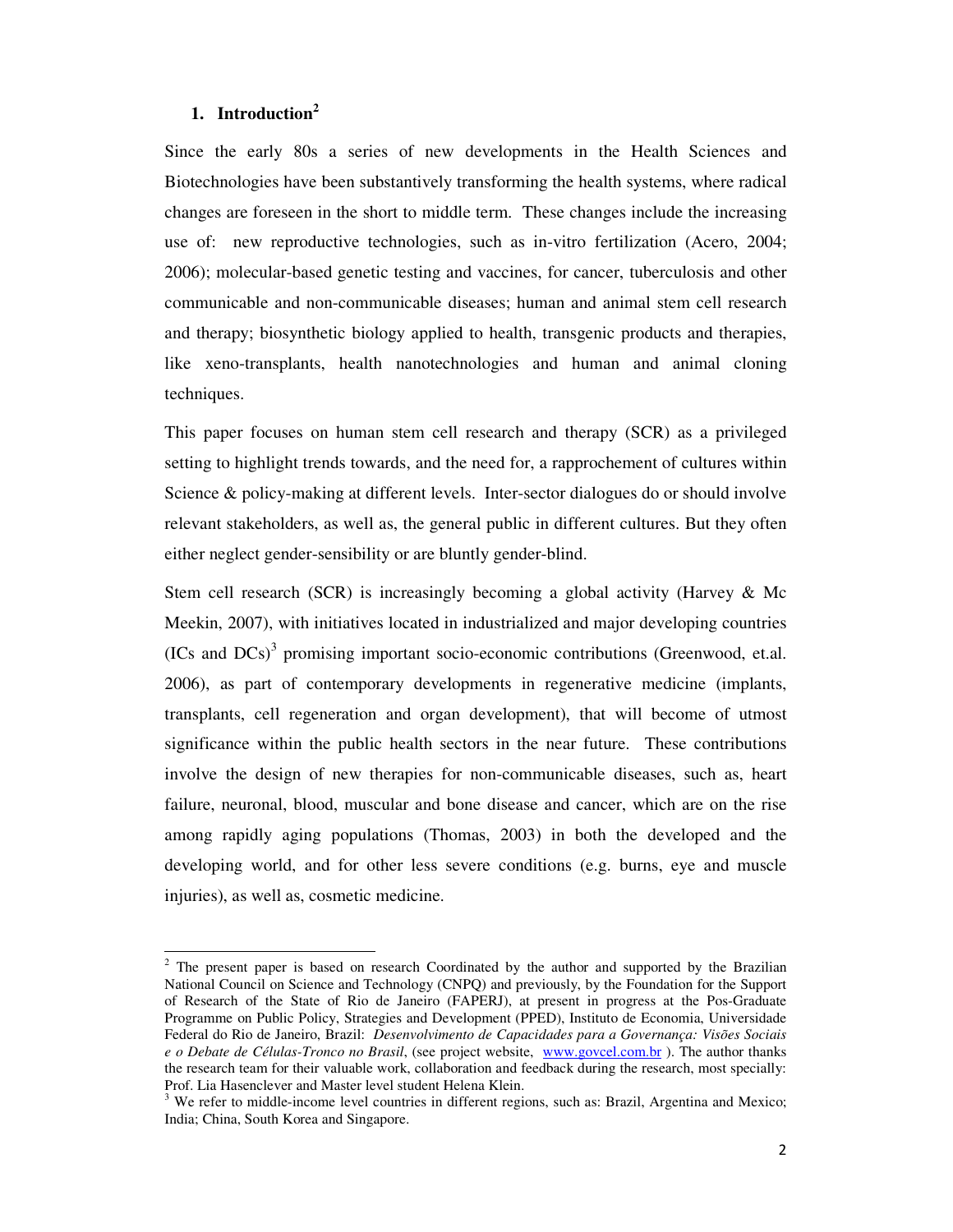## 1. Introduction[2]

Since the early 80s a series of new developments in the Health Sciences and Biotechnologies have been substantively transforming the health systems, where radical changes are foreseen in the short to middle term. These changes include the increasing use of: new reproductive technologies, such as in-vitro fertilization (Acero, 2004; 2006); molecular-based genetic testing and vaccines, for cancer, tuberculosis and other communicable and non-communicable diseases; human and animal stem cell research and therapy; biosynthetic biology applied to health, transgenic products and therapies, like xeno-transplants, health nanotechnologies and human and animal cloning techniques.

This paper focuses on human stem cell research and therapy (SCR) as a privileged setting to highlight trends towards, and the need for, a rapprochement of cultures within Science & policy-making at different levels. Inter-sector dialogues do or should involve relevant stakeholders, as well as, the general public in different cultures. But they often either neglect gender-sensibility or are bluntly gender-blind.

Stem cell research (SCR) is increasingly becoming a global activity (Harvey & Mc Meekin, 2007), with initiatives located in industrialized and major developing countries (ICs and DCs)[3] promising important socio-economic contributions (Greenwood, et.al. 2006), as part of contemporary developments in regenerative medicine (implants, transplants, cell regeneration and organ development), that will become of utmost significance within the public health sectors in the near future. These contributions involve the design of new therapies for non-communicable diseases, such as, heart failure, neuronal, blood, muscular and bone disease and cancer, which are on the rise among rapidly aging populations (Thomas, 2003) in both the developed and the developing world, and for other less severe conditions (e.g. burns, eye and muscle injuries), as well as, cosmetic medicine.

---

[2] The present paper is based on research Coordinated by the author and supported by the Brazilian National Council on Science and Technology (CNPQ) and previously, by the Foundation for the Support of Research of the State of Rio de Janeiro (FAPERJ), at present in progress at the Pos-Graduate Programme on Public Policy, Strategies and Development (PPED), Instituto de Economia, Universidade Federal do Rio de Janeiro, Brazil: *Desenvolvimento de Capacidades para a Governança: Visões Sociais e o Debate de Células-Tronco no Brasil*, (see project website, www.govcel.com.br ). The author thanks the research team for their valuable work, collaboration and feedback during the research, most specially: Prof. Lia Hasenclever and Master level student Helena Klein.

[3] We refer to middle-income level countries in different regions, such as: Brazil, Argentina and Mexico; India; China, South Korea and Singapore.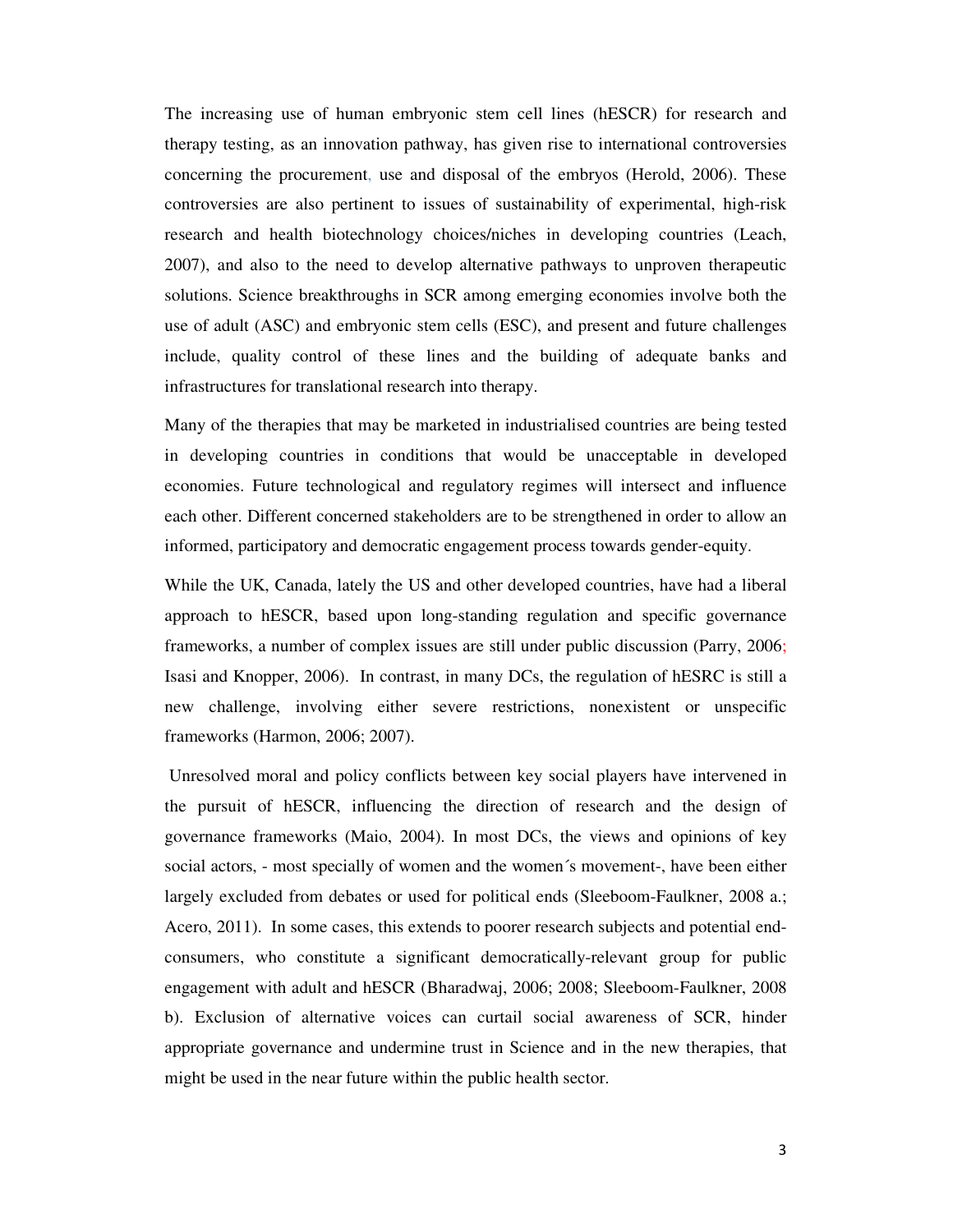The increasing use of human embryonic stem cell lines (hESCR) for research and therapy testing, as an innovation pathway, has given rise to international controversies concerning the procurement, use and disposal of the embryos (Herold, 2006). These controversies are also pertinent to issues of sustainability of experimental, high-risk research and health biotechnology choices/niches in developing countries (Leach, 2007), and also to the need to develop alternative pathways to unproven therapeutic solutions. Science breakthroughs in SCR among emerging economies involve both the use of adult (ASC) and embryonic stem cells (ESC), and present and future challenges include, quality control of these lines and the building of adequate banks and infrastructures for translational research into therapy.

Many of the therapies that may be marketed in industrialised countries are being tested in developing countries in conditions that would be unacceptable in developed economies. Future technological and regulatory regimes will intersect and influence each other. Different concerned stakeholders are to be strengthened in order to allow an informed, participatory and democratic engagement process towards gender-equity.

While the UK, Canada, lately the US and other developed countries, have had a liberal approach to hESCR, based upon long-standing regulation and specific governance frameworks, a number of complex issues are still under public discussion (Parry, 2006; Isasi and Knopper, 2006). In contrast, in many DCs, the regulation of hESRC is still a new challenge, involving either severe restrictions, nonexistent or unspecific frameworks (Harmon, 2006; 2007).

Unresolved moral and policy conflicts between key social players have intervened in the pursuit of hESCR, influencing the direction of research and the design of governance frameworks (Maio, 2004). In most DCs, the views and opinions of key social actors, - most specially of women and the women´s movement-, have been either largely excluded from debates or used for political ends (Sleeboom-Faulkner, 2008 a.; Acero, 2011). In some cases, this extends to poorer research subjects and potential end-consumers, who constitute a significant democratically-relevant group for public engagement with adult and hESCR (Bharadwaj, 2006; 2008; Sleeboom-Faulkner, 2008 b). Exclusion of alternative voices can curtail social awareness of SCR, hinder appropriate governance and undermine trust in Science and in the new therapies, that might be used in the near future within the public health sector.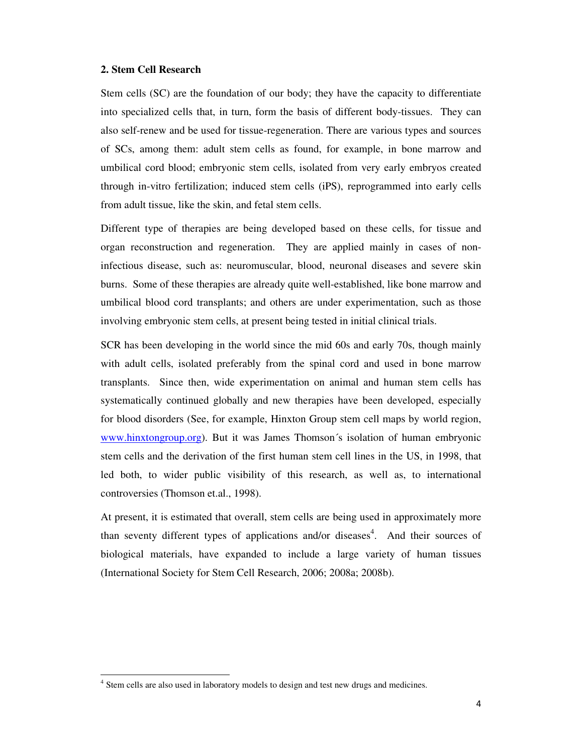## 2. Stem Cell Research

Stem cells (SC) are the foundation of our body; they have the capacity to differentiate into specialized cells that, in turn, form the basis of different body-tissues. They can also self-renew and be used for tissue-regeneration. There are various types and sources of SCs, among them: adult stem cells as found, for example, in bone marrow and umbilical cord blood; embryonic stem cells, isolated from very early embryos created through in-vitro fertilization; induced stem cells (iPS), reprogrammed into early cells from adult tissue, like the skin, and fetal stem cells.

Different type of therapies are being developed based on these cells, for tissue and organ reconstruction and regeneration. They are applied mainly in cases of non-infectious disease, such as: neuromuscular, blood, neuronal diseases and severe skin burns. Some of these therapies are already quite well-established, like bone marrow and umbilical blood cord transplants; and others are under experimentation, such as those involving embryonic stem cells, at present being tested in initial clinical trials.

SCR has been developing in the world since the mid 60s and early 70s, though mainly with adult cells, isolated preferably from the spinal cord and used in bone marrow transplants. Since then, wide experimentation on animal and human stem cells has systematically continued globally and new therapies have been developed, especially for blood disorders (See, for example, Hinxton Group stem cell maps by world region, [www.hinxtongroup.org](http://www.hinxtongroup.org)). But it was James Thomson´s isolation of human embryonic stem cells and the derivation of the first human stem cell lines in the US, in 1998, that led both, to wider public visibility of this research, as well as, to international controversies (Thomson et.al., 1998).

At present, it is estimated that overall, stem cells are being used in approximately more than seventy different types of applications and/or diseases[4]. And their sources of biological materials, have expanded to include a large variety of human tissues (International Society for Stem Cell Research, 2006; 2008a; 2008b).

[4] Stem cells are also used in laboratory models to design and test new drugs and medicines.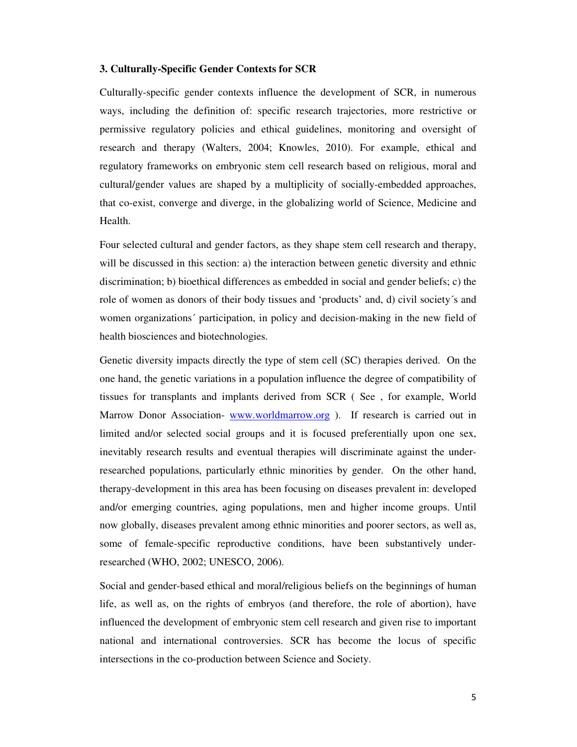### 3. Culturally-Specific Gender Contexts for SCR

Culturally-specific gender contexts influence the development of SCR, in numerous ways, including the definition of: specific research trajectories, more restrictive or permissive regulatory policies and ethical guidelines, monitoring and oversight of research and therapy (Walters, 2004; Knowles, 2010). For example, ethical and regulatory frameworks on embryonic stem cell research based on religious, moral and cultural/gender values are shaped by a multiplicity of socially-embedded approaches, that co-exist, converge and diverge, in the globalizing world of Science, Medicine and Health.

Four selected cultural and gender factors, as they shape stem cell research and therapy, will be discussed in this section: a) the interaction between genetic diversity and ethnic discrimination; b) bioethical differences as embedded in social and gender beliefs; c) the role of women as donors of their body tissues and 'products' and, d) civil society´s and women organizations´ participation, in policy and decision-making in the new field of health biosciences and biotechnologies.

Genetic diversity impacts directly the type of stem cell (SC) therapies derived. On the one hand, the genetic variations in a population influence the degree of compatibility of tissues for transplants and implants derived from SCR ( See , for example, World Marrow Donor Association- www.worldmarrow.org ). If research is carried out in limited and/or selected social groups and it is focused preferentially upon one sex, inevitably research results and eventual therapies will discriminate against the under-researched populations, particularly ethnic minorities by gender. On the other hand, therapy-development in this area has been focusing on diseases prevalent in: developed and/or emerging countries, aging populations, men and higher income groups. Until now globally, diseases prevalent among ethnic minorities and poorer sectors, as well as, some of female-specific reproductive conditions, have been substantively under-researched (WHO, 2002; UNESCO, 2006).

Social and gender-based ethical and moral/religious beliefs on the beginnings of human life, as well as, on the rights of embryos (and therefore, the role of abortion), have influenced the development of embryonic stem cell research and given rise to important national and international controversies. SCR has become the locus of specific intersections in the co-production between Science and Society.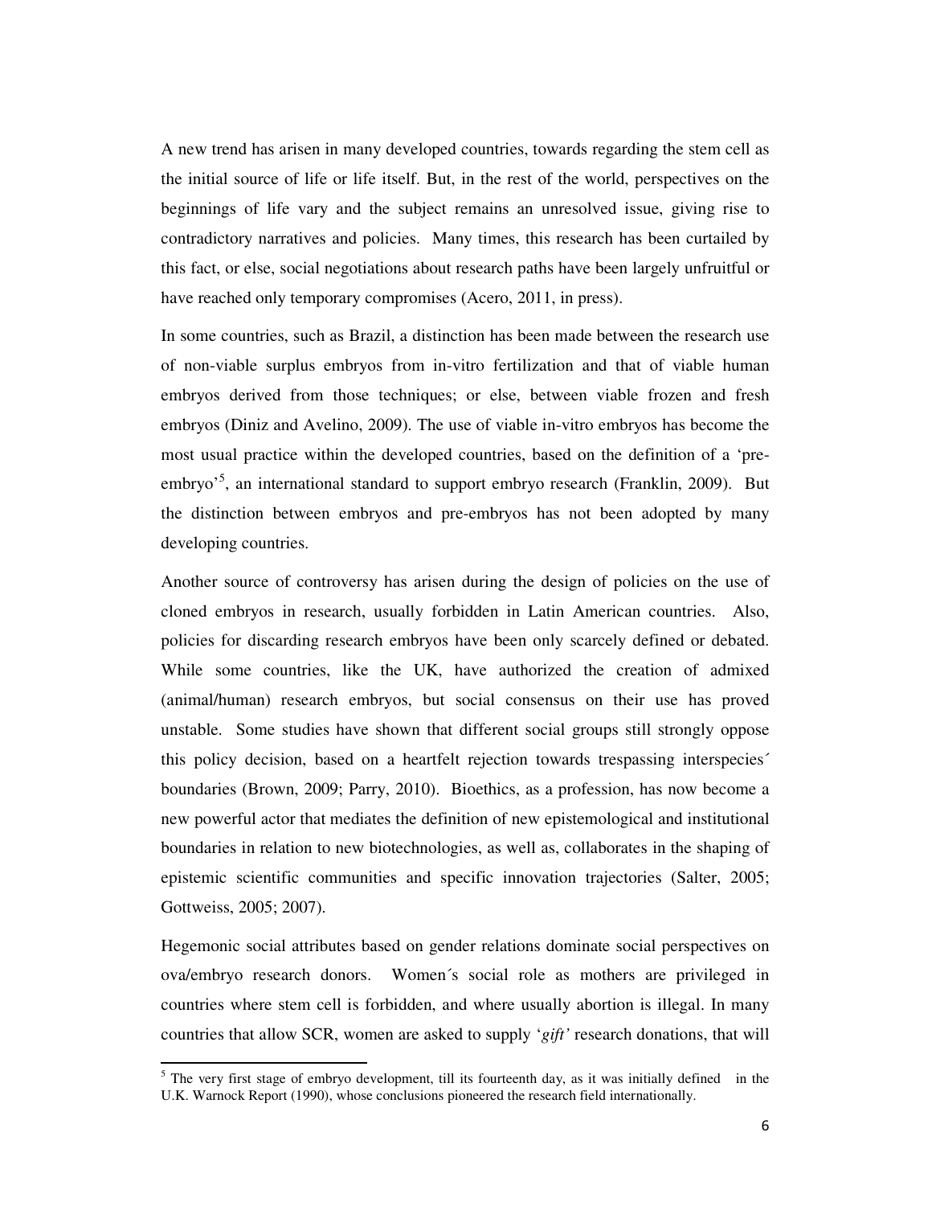A new trend has arisen in many developed countries, towards regarding the stem cell as the initial source of life or life itself. But, in the rest of the world, perspectives on the beginnings of life vary and the subject remains an unresolved issue, giving rise to contradictory narratives and policies. Many times, this research has been curtailed by this fact, or else, social negotiations about research paths have been largely unfruitful or have reached only temporary compromises (Acero, 2011, in press).

In some countries, such as Brazil, a distinction has been made between the research use of non-viable surplus embryos from in-vitro fertilization and that of viable human embryos derived from those techniques; or else, between viable frozen and fresh embryos (Diniz and Avelino, 2009). The use of viable in-vitro embryos has become the most usual practice within the developed countries, based on the definition of a 'pre-embryo'[5], an international standard to support embryo research (Franklin, 2009). But the distinction between embryos and pre-embryos has not been adopted by many developing countries.

Another source of controversy has arisen during the design of policies on the use of cloned embryos in research, usually forbidden in Latin American countries. Also, policies for discarding research embryos have been only scarcely defined or debated. While some countries, like the UK, have authorized the creation of admixed (animal/human) research embryos, but social consensus on their use has proved unstable. Some studies have shown that different social groups still strongly oppose this policy decision, based on a heartfelt rejection towards trespassing interspecies´ boundaries (Brown, 2009; Parry, 2010). Bioethics, as a profession, has now become a new powerful actor that mediates the definition of new epistemological and institutional boundaries in relation to new biotechnologies, as well as, collaborates in the shaping of epistemic scientific communities and specific innovation trajectories (Salter, 2005; Gottweiss, 2005; 2007).

Hegemonic social attributes based on gender relations dominate social perspectives on ova/embryo research donors. Women´s social role as mothers are privileged in countries where stem cell is forbidden, and where usually abortion is illegal. In many countries that allow SCR, women are asked to supply '*gift'* research donations, that will

[5] The very first stage of embryo development, till its fourteenth day, as it was initially defined in the U.K. Warnock Report (1990), whose conclusions pioneered the research field internationally.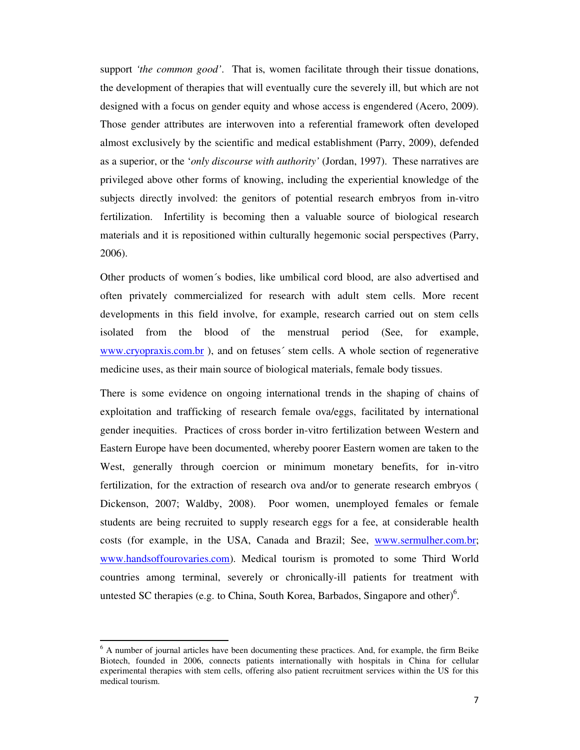support *'the common good'*. That is, women facilitate through their tissue donations, the development of therapies that will eventually cure the severely ill, but which are not designed with a focus on gender equity and whose access is engendered (Acero, 2009). Those gender attributes are interwoven into a referential framework often developed almost exclusively by the scientific and medical establishment (Parry, 2009), defended as a superior, or the '*only discourse with authority'* (Jordan, 1997). These narratives are privileged above other forms of knowing, including the experiential knowledge of the subjects directly involved: the genitors of potential research embryos from in-vitro fertilization. Infertility is becoming then a valuable source of biological research materials and it is repositioned within culturally hegemonic social perspectives (Parry, 2006).

Other products of women´s bodies, like umbilical cord blood, are also advertised and often privately commercialized for research with adult stem cells. More recent developments in this field involve, for example, research carried out on stem cells isolated from the blood of the menstrual period (See, for example, www.cryopraxis.com.br ), and on fetuses´ stem cells. A whole section of regenerative medicine uses, as their main source of biological materials, female body tissues.

There is some evidence on ongoing international trends in the shaping of chains of exploitation and trafficking of research female ova/eggs, facilitated by international gender inequities. Practices of cross border in-vitro fertilization between Western and Eastern Europe have been documented, whereby poorer Eastern women are taken to the West, generally through coercion or minimum monetary benefits, for in-vitro fertilization, for the extraction of research ova and/or to generate research embryos ( Dickenson, 2007; Waldby, 2008). Poor women, unemployed females or female students are being recruited to supply research eggs for a fee, at considerable health costs (for example, in the USA, Canada and Brazil; See, www.sermulher.com.br; www.handsoffourovaries.com). Medical tourism is promoted to some Third World countries among terminal, severely or chronically-ill patients for treatment with untested SC therapies (e.g. to China, South Korea, Barbados, Singapore and other)[6].

---

[6] A number of journal articles have been documenting these practices. And, for example, the firm Beike Biotech, founded in 2006, connects patients internationally with hospitals in China for cellular experimental therapies with stem cells, offering also patient recruitment services within the US for this medical tourism.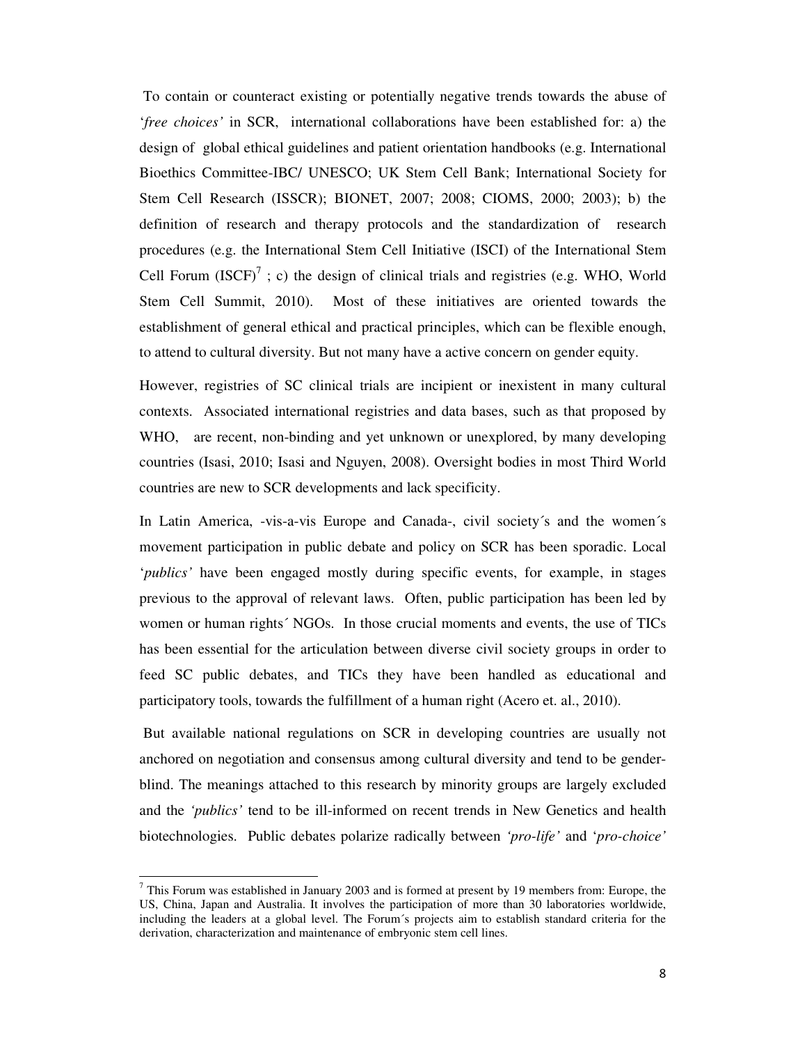To contain or counteract existing or potentially negative trends towards the abuse of '*free choices*' in SCR, international collaborations have been established for: a) the design of global ethical guidelines and patient orientation handbooks (e.g. International Bioethics Committee-IBC/ UNESCO; UK Stem Cell Bank; International Society for Stem Cell Research (ISSCR); BIONET, 2007; 2008; CIOMS, 2000; 2003); b) the definition of research and therapy protocols and the standardization of research procedures (e.g. the International Stem Cell Initiative (ISCI) of the International Stem Cell Forum (ISCF)[7] ; c) the design of clinical trials and registries (e.g. WHO, World Stem Cell Summit, 2010). Most of these initiatives are oriented towards the establishment of general ethical and practical principles, which can be flexible enough, to attend to cultural diversity. But not many have a active concern on gender equity.

However, registries of SC clinical trials are incipient or inexistent in many cultural contexts. Associated international registries and data bases, such as that proposed by WHO, are recent, non-binding and yet unknown or unexplored, by many developing countries (Isasi, 2010; Isasi and Nguyen, 2008). Oversight bodies in most Third World countries are new to SCR developments and lack specificity.

In Latin America, -vis-a-vis Europe and Canada-, civil society´s and the women´s movement participation in public debate and policy on SCR has been sporadic. Local '*publics*' have been engaged mostly during specific events, for example, in stages previous to the approval of relevant laws. Often, public participation has been led by women or human rights´ NGOs. In those crucial moments and events, the use of TICs has been essential for the articulation between diverse civil society groups in order to feed SC public debates, and TICs they have been handled as educational and participatory tools, towards the fulfillment of a human right (Acero et. al., 2010).

But available national regulations on SCR in developing countries are usually not anchored on negotiation and consensus among cultural diversity and tend to be gender-blind. The meanings attached to this research by minority groups are largely excluded and the *'publics'* tend to be ill-informed on recent trends in New Genetics and health biotechnologies. Public debates polarize radically between *'pro-life'* and '*pro-choice'*

---

[7] This Forum was established in January 2003 and is formed at present by 19 members from: Europe, the US, China, Japan and Australia. It involves the participation of more than 30 laboratories worldwide, including the leaders at a global level. The Forum´s projects aim to establish standard criteria for the derivation, characterization and maintenance of embryonic stem cell lines.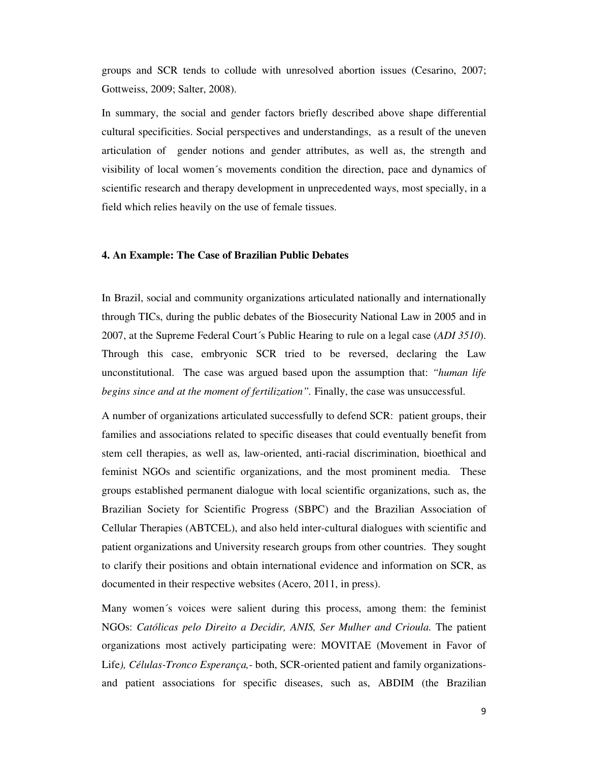groups and SCR tends to collude with unresolved abortion issues (Cesarino, 2007; Gottweiss, 2009; Salter, 2008).

In summary, the social and gender factors briefly described above shape differential cultural specificities. Social perspectives and understandings, as a result of the uneven articulation of gender notions and gender attributes, as well as, the strength and visibility of local women´s movements condition the direction, pace and dynamics of scientific research and therapy development in unprecedented ways, most specially, in a field which relies heavily on the use of female tissues.

## 4. An Example: The Case of Brazilian Public Debates

In Brazil, social and community organizations articulated nationally and internationally through TICs, during the public debates of the Biosecurity National Law in 2005 and in 2007, at the Supreme Federal Court´s Public Hearing to rule on a legal case (*ADI 3510*). Through this case, embryonic SCR tried to be reversed, declaring the Law unconstitutional. The case was argued based upon the assumption that: *"human life begins since and at the moment of fertilization"*. Finally, the case was unsuccessful.

A number of organizations articulated successfully to defend SCR: patient groups, their families and associations related to specific diseases that could eventually benefit from stem cell therapies, as well as, law-oriented, anti-racial discrimination, bioethical and feminist NGOs and scientific organizations, and the most prominent media. These groups established permanent dialogue with local scientific organizations, such as, the Brazilian Society for Scientific Progress (SBPC) and the Brazilian Association of Cellular Therapies (ABTCEL), and also held inter-cultural dialogues with scientific and patient organizations and University research groups from other countries. They sought to clarify their positions and obtain international evidence and information on SCR, as documented in their respective websites (Acero, 2011, in press).

Many women´s voices were salient during this process, among them: the feminist NGOs: *Católicas pelo Direito a Decidir, ANIS, Ser Mulher and Crioula.* The patient organizations most actively participating were: MOVITAE (Movement in Favor of Life*), Células-Tronco Esperança,*- both, SCR-oriented patient and family organizations- and patient associations for specific diseases, such as, ABDIM (the Brazilian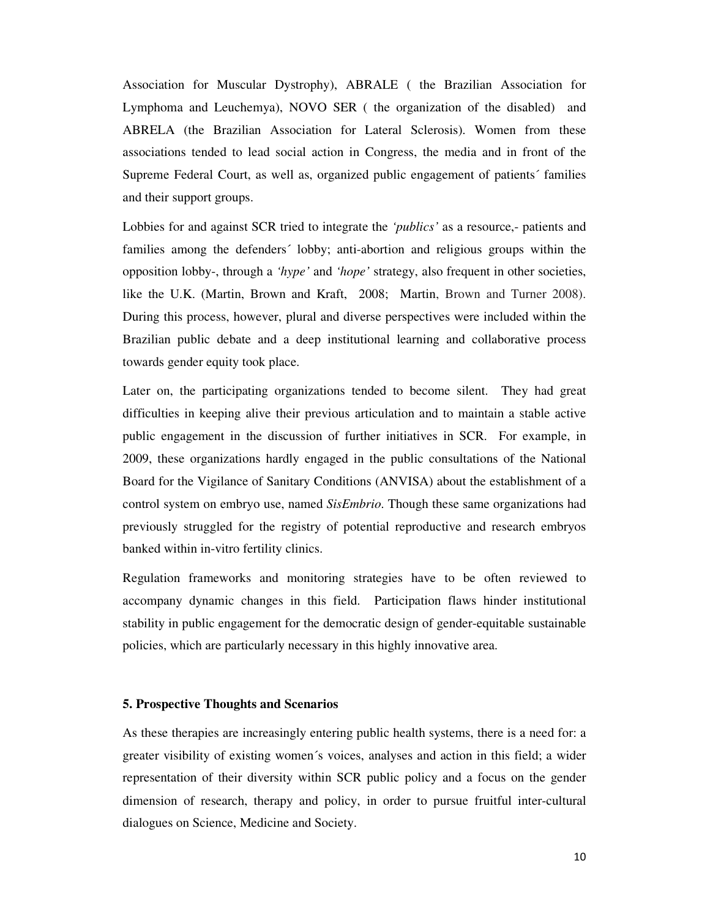Association for Muscular Dystrophy), ABRALE ( the Brazilian Association for Lymphoma and Leuchemya), NOVO SER ( the organization of the disabled) and ABRELA (the Brazilian Association for Lateral Sclerosis). Women from these associations tended to lead social action in Congress, the media and in front of the Supreme Federal Court, as well as, organized public engagement of patients´ families and their support groups.

Lobbies for and against SCR tried to integrate the *'publics'* as a resource,- patients and families among the defenders´ lobby; anti-abortion and religious groups within the opposition lobby-, through a *'hype'* and *'hope'* strategy, also frequent in other societies, like the U.K. (Martin, Brown and Kraft, 2008; Martin, Brown and Turner 2008). During this process, however, plural and diverse perspectives were included within the Brazilian public debate and a deep institutional learning and collaborative process towards gender equity took place.

Later on, the participating organizations tended to become silent. They had great difficulties in keeping alive their previous articulation and to maintain a stable active public engagement in the discussion of further initiatives in SCR. For example, in 2009, these organizations hardly engaged in the public consultations of the National Board for the Vigilance of Sanitary Conditions (ANVISA) about the establishment of a control system on embryo use, named *SisEmbrio*. Though these same organizations had previously struggled for the registry of potential reproductive and research embryos banked within in-vitro fertility clinics.

Regulation frameworks and monitoring strategies have to be often reviewed to accompany dynamic changes in this field. Participation flaws hinder institutional stability in public engagement for the democratic design of gender-equitable sustainable policies, which are particularly necessary in this highly innovative area.

**5. Prospective Thoughts and Scenarios**

As these therapies are increasingly entering public health systems, there is a need for: a greater visibility of existing women´s voices, analyses and action in this field; a wider representation of their diversity within SCR public policy and a focus on the gender dimension of research, therapy and policy, in order to pursue fruitful inter-cultural dialogues on Science, Medicine and Society.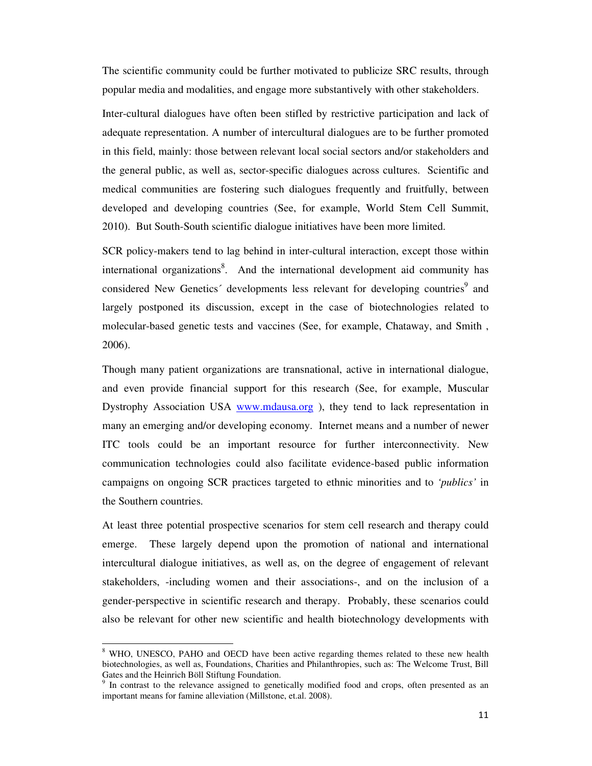The scientific community could be further motivated to publicize SRC results, through popular media and modalities, and engage more substantively with other stakeholders.

Inter-cultural dialogues have often been stifled by restrictive participation and lack of adequate representation. A number of intercultural dialogues are to be further promoted in this field, mainly: those between relevant local social sectors and/or stakeholders and the general public, as well as, sector-specific dialogues across cultures. Scientific and medical communities are fostering such dialogues frequently and fruitfully, between developed and developing countries (See, for example, World Stem Cell Summit, 2010). But South-South scientific dialogue initiatives have been more limited.

SCR policy-makers tend to lag behind in inter-cultural interaction, except those within international organizations[8]. And the international development aid community has considered New Genetics´ developments less relevant for developing countries[9] and largely postponed its discussion, except in the case of biotechnologies related to molecular-based genetic tests and vaccines (See, for example, Chataway, and Smith , 2006).

Though many patient organizations are transnational, active in international dialogue, and even provide financial support for this research (See, for example, Muscular Dystrophy Association USA [www.mdausa.org](http://www.mdausa.org) ), they tend to lack representation in many an emerging and/or developing economy. Internet means and a number of newer ITC tools could be an important resource for further interconnectivity. New communication technologies could also facilitate evidence-based public information campaigns on ongoing SCR practices targeted to ethnic minorities and to *'publics'* in the Southern countries.

At least three potential prospective scenarios for stem cell research and therapy could emerge. These largely depend upon the promotion of national and international intercultural dialogue initiatives, as well as, on the degree of engagement of relevant stakeholders, -including women and their associations-, and on the inclusion of a gender-perspective in scientific research and therapy. Probably, these scenarios could also be relevant for other new scientific and health biotechnology developments with

---

[8] WHO, UNESCO, PAHO and OECD have been active regarding themes related to these new health biotechnologies, as well as, Foundations, Charities and Philanthropies, such as: The Welcome Trust, Bill Gates and the Heinrich Böll Stiftung Foundation.

[9] In contrast to the relevance assigned to genetically modified food and crops, often presented as an important means for famine alleviation (Millstone, et.al. 2008).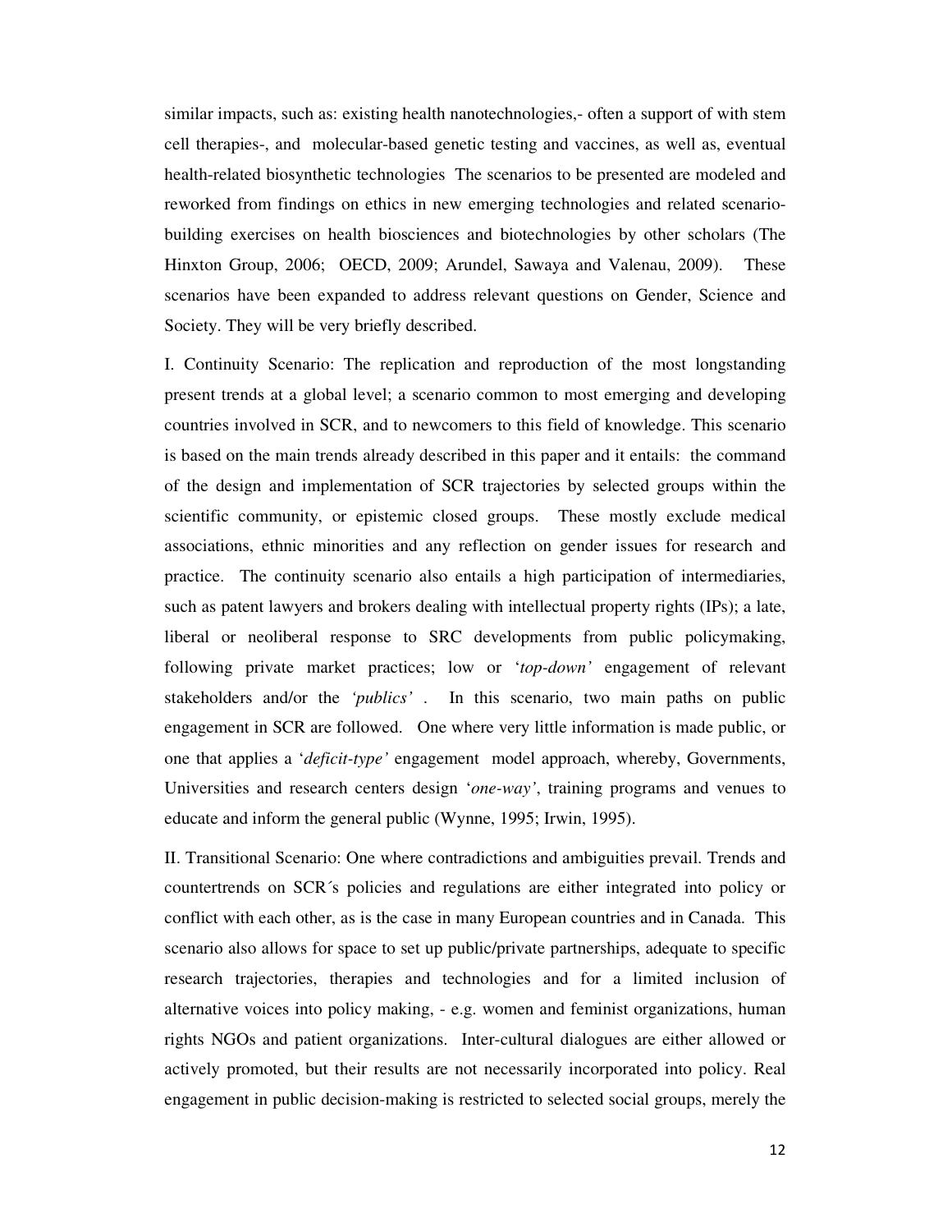similar impacts, such as: existing health nanotechnologies,- often a support of with stem cell therapies-, and molecular-based genetic testing and vaccines, as well as, eventual health-related biosynthetic technologies The scenarios to be presented are modeled and reworked from findings on ethics in new emerging technologies and related scenario-building exercises on health biosciences and biotechnologies by other scholars (The Hinxton Group, 2006; OECD, 2009; Arundel, Sawaya and Valenau, 2009). These scenarios have been expanded to address relevant questions on Gender, Science and Society. They will be very briefly described.

I. Continuity Scenario: The replication and reproduction of the most longstanding present trends at a global level; a scenario common to most emerging and developing countries involved in SCR, and to newcomers to this field of knowledge. This scenario is based on the main trends already described in this paper and it entails: the command of the design and implementation of SCR trajectories by selected groups within the scientific community, or epistemic closed groups. These mostly exclude medical associations, ethnic minorities and any reflection on gender issues for research and practice. The continuity scenario also entails a high participation of intermediaries, such as patent lawyers and brokers dealing with intellectual property rights (IPs); a late, liberal or neoliberal response to SRC developments from public policymaking, following private market practices; low or '*top-down'* engagement of relevant stakeholders and/or the *'publics'* . In this scenario, two main paths on public engagement in SCR are followed. One where very little information is made public, or one that applies a '*deficit-type'* engagement model approach, whereby, Governments, Universities and research centers design '*one-way'*, training programs and venues to educate and inform the general public (Wynne, 1995; Irwin, 1995).

II. Transitional Scenario: One where contradictions and ambiguities prevail. Trends and countertrends on SCR´s policies and regulations are either integrated into policy or conflict with each other, as is the case in many European countries and in Canada. This scenario also allows for space to set up public/private partnerships, adequate to specific research trajectories, therapies and technologies and for a limited inclusion of alternative voices into policy making, - e.g. women and feminist organizations, human rights NGOs and patient organizations. Inter-cultural dialogues are either allowed or actively promoted, but their results are not necessarily incorporated into policy. Real engagement in public decision-making is restricted to selected social groups, merely the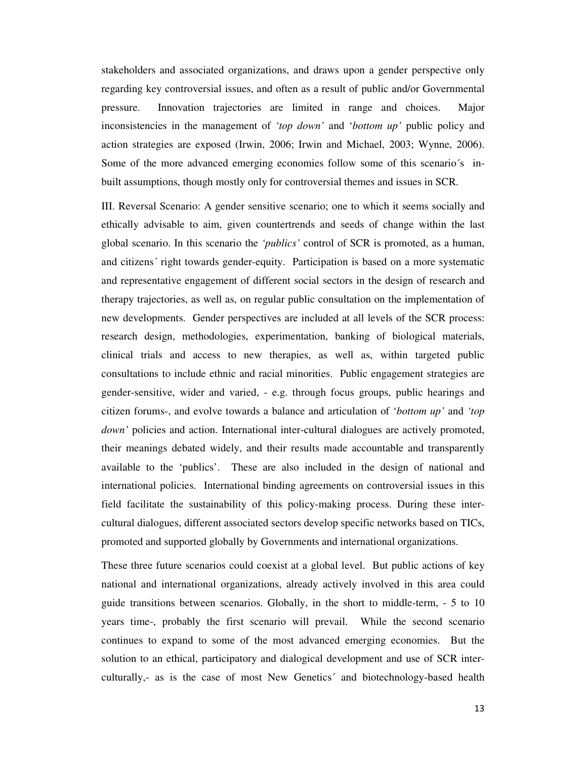stakeholders and associated organizations, and draws upon a gender perspective only regarding key controversial issues, and often as a result of public and/or Governmental pressure. Innovation trajectories are limited in range and choices. Major inconsistencies in the management of *'top down'* and '*bottom up'* public policy and action strategies are exposed (Irwin, 2006; Irwin and Michael, 2003; Wynne, 2006). Some of the more advanced emerging economies follow some of this scenario´s in-built assumptions, though mostly only for controversial themes and issues in SCR.

III. Reversal Scenario: A gender sensitive scenario; one to which it seems socially and ethically advisable to aim, given countertrends and seeds of change within the last global scenario. In this scenario the *'publics'* control of SCR is promoted, as a human, and citizens´ right towards gender-equity. Participation is based on a more systematic and representative engagement of different social sectors in the design of research and therapy trajectories, as well as, on regular public consultation on the implementation of new developments. Gender perspectives are included at all levels of the SCR process: research design, methodologies, experimentation, banking of biological materials, clinical trials and access to new therapies, as well as, within targeted public consultations to include ethnic and racial minorities. Public engagement strategies are gender-sensitive, wider and varied, - e.g. through focus groups, public hearings and citizen forums-, and evolve towards a balance and articulation of '*bottom up'* and *'top down'* policies and action. International inter-cultural dialogues are actively promoted, their meanings debated widely, and their results made accountable and transparently available to the 'publics'. These are also included in the design of national and international policies. International binding agreements on controversial issues in this field facilitate the sustainability of this policy-making process. During these inter-cultural dialogues, different associated sectors develop specific networks based on TICs, promoted and supported globally by Governments and international organizations.

These three future scenarios could coexist at a global level. But public actions of key national and international organizations, already actively involved in this area could guide transitions between scenarios. Globally, in the short to middle-term, - 5 to 10 years time-, probably the first scenario will prevail. While the second scenario continues to expand to some of the most advanced emerging economies. But the solution to an ethical, participatory and dialogical development and use of SCR inter-culturally,- as is the case of most New Genetics´ and biotechnology-based health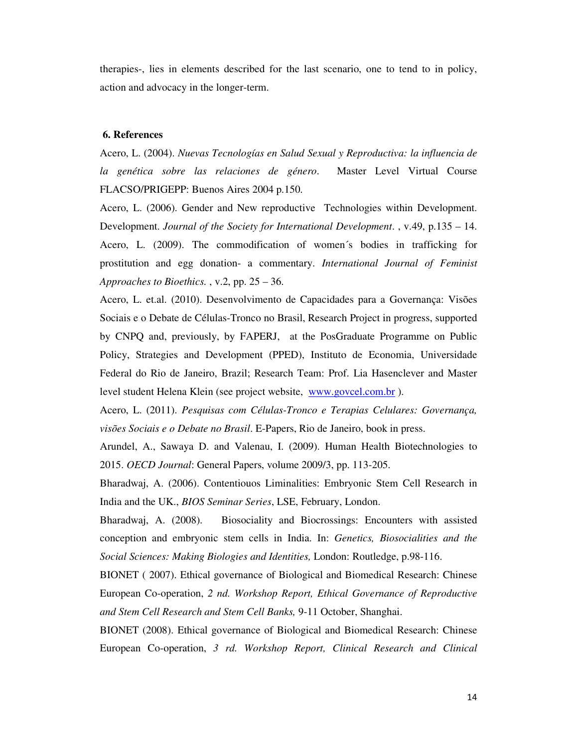therapies-, lies in elements described for the last scenario, one to tend to in policy, action and advocacy in the longer-term.

## 6. References

Acero, L. (2004). *Nuevas Tecnologías en Salud Sexual y Reproductiva: la influencia de la genética sobre las relaciones de género*. Master Level Virtual Course FLACSO/PRIGEPP: Buenos Aires 2004 p.150.

Acero, L. (2006). Gender and New reproductive Technologies within Development. Development. *Journal of the Society for International Development*. , v.49, p.135 – 14.

Acero, L. (2009). The commodification of women´s bodies in trafficking for prostitution and egg donation- a commentary. *International Journal of Feminist Approaches to Bioethics.* , v.2, pp. 25 – 36.

Acero, L. et.al. (2010). Desenvolvimento de Capacidades para a Governança: Visões Sociais e o Debate de Células-Tronco no Brasil, Research Project in progress, supported by CNPQ and, previously, by FAPERJ, at the PosGraduate Programme on Public Policy, Strategies and Development (PPED), Instituto de Economia, Universidade Federal do Rio de Janeiro, Brazil; Research Team: Prof. Lia Hasenclever and Master level student Helena Klein (see project website, www.govcel.com.br ).

Acero, L. (2011). *Pesquisas com Células-Tronco e Terapias Celulares: Governança, visões Sociais e o Debate no Brasil*. E-Papers, Rio de Janeiro, book in press.

Arundel, A., Sawaya D. and Valenau, I. (2009). Human Health Biotechnologies to 2015. *OECD Journal*: General Papers, volume 2009/3, pp. 113-205.

Bharadwaj, A. (2006). Contentiouos Liminalities: Embryonic Stem Cell Research in India and the UK., *BIOS Seminar Series*, LSE, February, London.

Bharadwaj, A. (2008). Biosociality and Biocrossings: Encounters with assisted conception and embryonic stem cells in India. In: *Genetics, Biosocialities and the Social Sciences: Making Biologies and Identities,* London: Routledge, p.98-116.

BIONET ( 2007). Ethical governance of Biological and Biomedical Research: Chinese European Co-operation, *2 nd. Workshop Report, Ethical Governance of Reproductive and Stem Cell Research and Stem Cell Banks,* 9-11 October, Shanghai.

BIONET (2008). Ethical governance of Biological and Biomedical Research: Chinese European Co-operation, *3 rd. Workshop Report, Clinical Research and Clinical*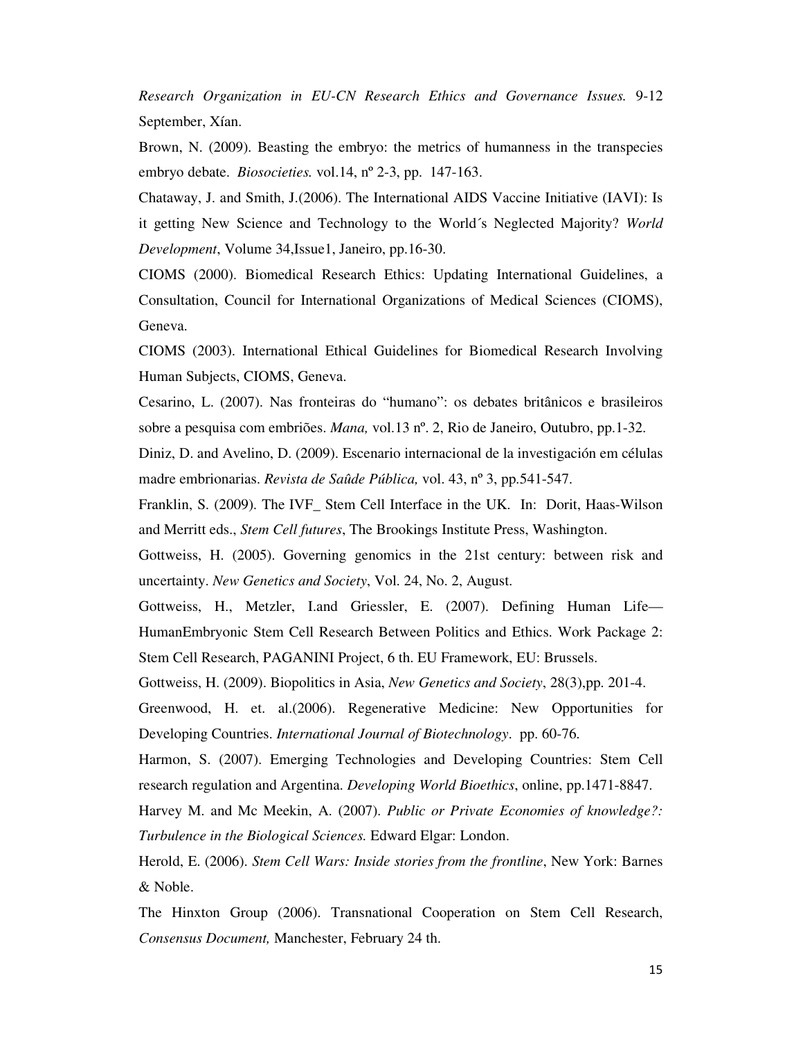*Research Organization in EU-CN Research Ethics and Governance Issues.* 9-12 September, Xían.

Brown, N. (2009). Beasting the embryo: the metrics of humanness in the transpecies embryo debate. *Biosocieties.* vol.14, nº 2-3, pp. 147-163.

Chataway, J. and Smith, J.(2006). The International AIDS Vaccine Initiative (IAVI): Is it getting New Science and Technology to the World´s Neglected Majority? *World Development*, Volume 34,Issue1, Janeiro, pp.16-30.

CIOMS (2000). Biomedical Research Ethics: Updating International Guidelines, a Consultation, Council for International Organizations of Medical Sciences (CIOMS), Geneva.

CIOMS (2003). International Ethical Guidelines for Biomedical Research Involving Human Subjects, CIOMS, Geneva.

Cesarino, L. (2007). Nas fronteiras do "humano": os debates britânicos e brasileiros sobre a pesquisa com embriões. *Mana,* vol.13 nº. 2, Rio de Janeiro, Outubro, pp.1-32.

Diniz, D. and Avelino, D. (2009). Escenario internacional de la investigación em células madre embrionarias. *Revista de Saûde Pública,* vol. 43, nº 3, pp.541-547.

Franklin, S. (2009). The IVF_ Stem Cell Interface in the UK. In: Dorit, Haas-Wilson and Merritt eds., *Stem Cell futures*, The Brookings Institute Press, Washington.

Gottweiss, H. (2005). Governing genomics in the 21st century: between risk and uncertainty. *New Genetics and Society*, Vol. 24, No. 2, August.

Gottweiss, H., Metzler, I.and Griessler, E. (2007). Defining Human Life—HumanEmbryonic Stem Cell Research Between Politics and Ethics. Work Package 2: Stem Cell Research, PAGANINI Project, 6 th. EU Framework, EU: Brussels.

Gottweiss, H. (2009). Biopolitics in Asia, *New Genetics and Society*, 28(3),pp. 201-4.

Greenwood, H. et. al.(2006). Regenerative Medicine: New Opportunities for Developing Countries. *International Journal of Biotechnology*. pp. 60-76.

Harmon, S. (2007). Emerging Technologies and Developing Countries: Stem Cell research regulation and Argentina. *Developing World Bioethics*, online, pp.1471-8847.

Harvey M. and Mc Meekin, A. (2007). *Public or Private Economies of knowledge?: Turbulence in the Biological Sciences.* Edward Elgar: London.

Herold, E. (2006). *Stem Cell Wars: Inside stories from the frontline*, New York: Barnes & Noble.

The Hinxton Group (2006). Transnational Cooperation on Stem Cell Research, *Consensus Document,* Manchester, February 24 th.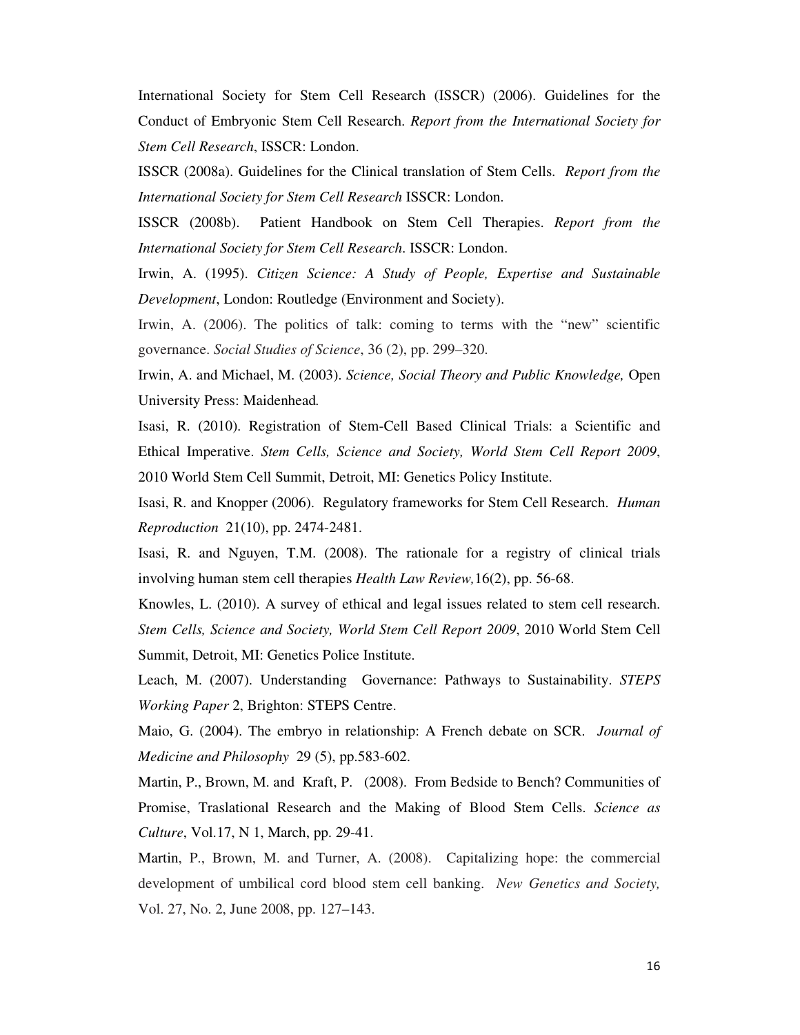International Society for Stem Cell Research (ISSCR) (2006). Guidelines for the Conduct of Embryonic Stem Cell Research. *Report from the International Society for Stem Cell Research*, ISSCR: London.

ISSCR (2008a). Guidelines for the Clinical translation of Stem Cells. *Report from the International Society for Stem Cell Research* ISSCR: London.

ISSCR (2008b). Patient Handbook on Stem Cell Therapies. *Report from the International Society for Stem Cell Research*. ISSCR: London.

Irwin, A. (1995). *Citizen Science: A Study of People, Expertise and Sustainable Development*, London: Routledge (Environment and Society).

Irwin, A. (2006). The politics of talk: coming to terms with the "new" scientific governance. *Social Studies of Science*, 36 (2), pp. 299–320.

Irwin, A. and Michael, M. (2003). *Science, Social Theory and Public Knowledge,* Open University Press: Maidenhead.

Isasi, R. (2010). Registration of Stem-Cell Based Clinical Trials: a Scientific and Ethical Imperative. *Stem Cells, Science and Society, World Stem Cell Report 2009*, 2010 World Stem Cell Summit, Detroit, MI: Genetics Policy Institute.

Isasi, R. and Knopper (2006). Regulatory frameworks for Stem Cell Research. *Human Reproduction* 21(10), pp. 2474-2481.

Isasi, R. and Nguyen, T.M. (2008). The rationale for a registry of clinical trials involving human stem cell therapies *Health Law Review,*16(2), pp. 56-68.

Knowles, L. (2010). A survey of ethical and legal issues related to stem cell research. *Stem Cells, Science and Society, World Stem Cell Report 2009*, 2010 World Stem Cell Summit, Detroit, MI: Genetics Police Institute.

Leach, M. (2007). Understanding Governance: Pathways to Sustainability. *STEPS Working Paper* 2, Brighton: STEPS Centre.

Maio, G. (2004). The embryo in relationship: A French debate on SCR. *Journal of Medicine and Philosophy* 29 (5), pp.583-602.

Martin, P., Brown, M. and Kraft, P. (2008). From Bedside to Bench? Communities of Promise, Traslational Research and the Making of Blood Stem Cells. *Science as Culture*, Vol.17, N 1, March, pp. 29-41.

Martin, P., Brown, M. and Turner, A. (2008). Capitalizing hope: the commercial development of umbilical cord blood stem cell banking. *New Genetics and Society,* Vol. 27, No. 2, June 2008, pp. 127–143.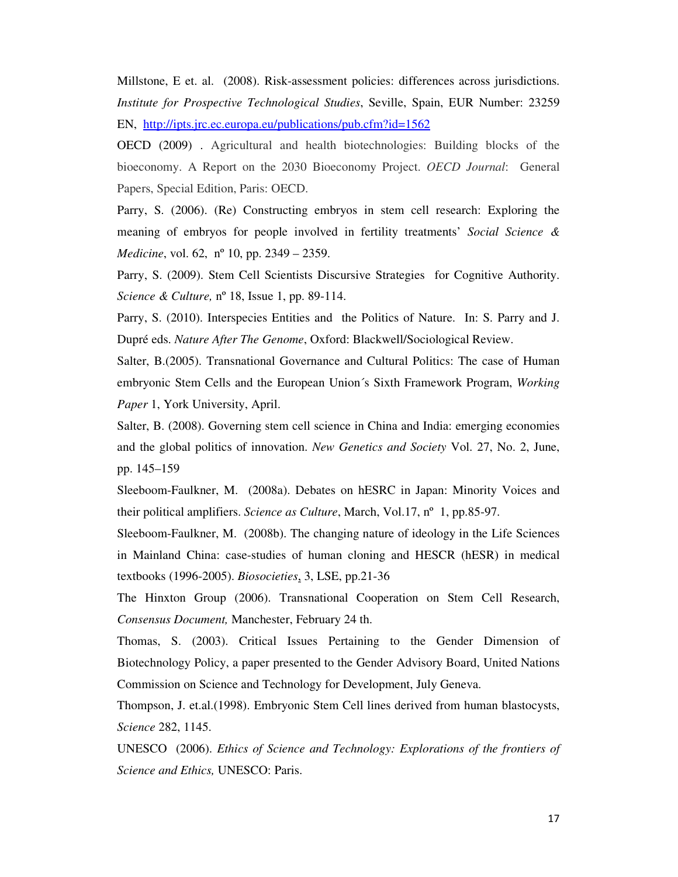Millstone, E et. al. (2008). Risk-assessment policies: differences across jurisdictions. *Institute for Prospective Technological Studies*, Seville, Spain, EUR Number: 23259 EN, http://ipts.jrc.ec.europa.eu/publications/pub.cfm?id=1562

OECD (2009) . Agricultural and health biotechnologies: Building blocks of the bioeconomy. A Report on the 2030 Bioeconomy Project. *OECD Journal*: General Papers, Special Edition, Paris: OECD.

Parry, S. (2006). (Re) Constructing embryos in stem cell research: Exploring the meaning of embryos for people involved in fertility treatments' *Social Science & Medicine*, vol. 62, nº 10, pp. 2349 – 2359.

Parry, S. (2009). Stem Cell Scientists Discursive Strategies for Cognitive Authority. *Science & Culture,* nº 18, Issue 1, pp. 89-114.

Parry, S. (2010). Interspecies Entities and the Politics of Nature. In: S. Parry and J. Dupré eds. *Nature After The Genome*, Oxford: Blackwell/Sociological Review.

Salter, B.(2005). Transnational Governance and Cultural Politics: The case of Human embryonic Stem Cells and the European Union´s Sixth Framework Program, *Working Paper* 1, York University, April.

Salter, B. (2008). Governing stem cell science in China and India: emerging economies and the global politics of innovation. *New Genetics and Society* Vol. 27, No. 2, June, pp. 145–159

Sleeboom-Faulkner, M. (2008a). Debates on hESRC in Japan: Minority Voices and their political amplifiers. *Science as Culture*, March, Vol.17, nº 1, pp.85-97.

Sleeboom-Faulkner, M. (2008b). The changing nature of ideology in the Life Sciences in Mainland China: case-studies of human cloning and HESCR (hESR) in medical textbooks (1996-2005). *Biosocieties*, 3, LSE, pp.21-36

The Hinxton Group (2006). Transnational Cooperation on Stem Cell Research, *Consensus Document,* Manchester, February 24 th.

Thomas, S. (2003). Critical Issues Pertaining to the Gender Dimension of Biotechnology Policy, a paper presented to the Gender Advisory Board, United Nations Commission on Science and Technology for Development, July Geneva.

Thompson, J. et.al.(1998). Embryonic Stem Cell lines derived from human blastocysts, *Science* 282, 1145.

UNESCO (2006). *Ethics of Science and Technology: Explorations of the frontiers of Science and Ethics,* UNESCO: Paris.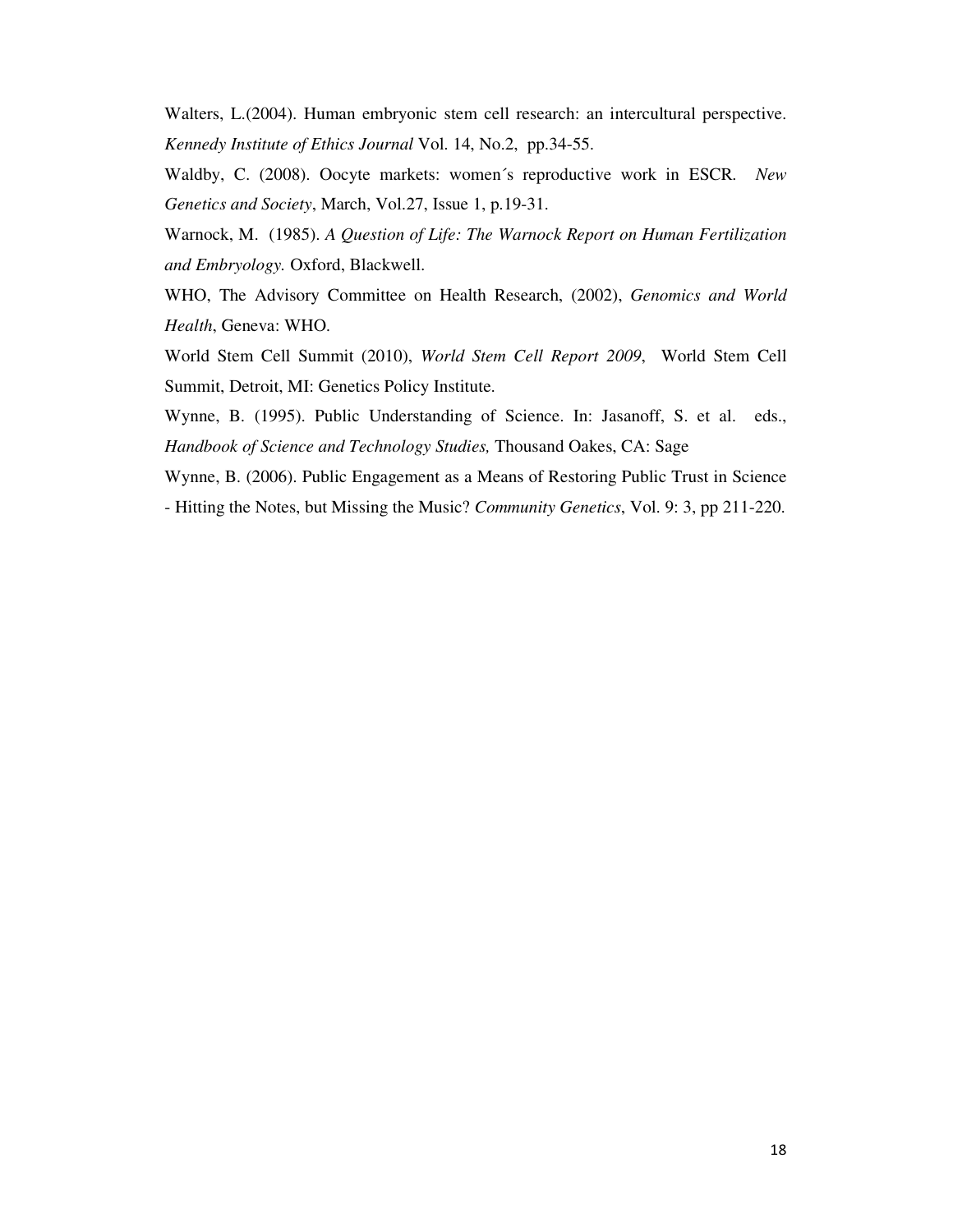Walters, L.(2004). Human embryonic stem cell research: an intercultural perspective. *Kennedy Institute of Ethics Journal* Vol. 14, No.2, pp.34-55.

Waldby, C. (2008). Oocyte markets: women´s reproductive work in ESCR. *New Genetics and Society*, March, Vol.27, Issue 1, p.19-31.

Warnock, M. (1985). *A Question of Life: The Warnock Report on Human Fertilization and Embryology.* Oxford, Blackwell.

WHO, The Advisory Committee on Health Research, (2002), *Genomics and World Health*, Geneva: WHO.

World Stem Cell Summit (2010), *World Stem Cell Report 2009*, World Stem Cell Summit, Detroit, MI: Genetics Policy Institute.

Wynne, B. (1995). Public Understanding of Science. In: Jasanoff, S. et al. eds., *Handbook of Science and Technology Studies,* Thousand Oakes, CA: Sage

Wynne, B. (2006). Public Engagement as a Means of Restoring Public Trust in Science - Hitting the Notes, but Missing the Music? *Community Genetics*, Vol. 9: 3, pp 211-220.